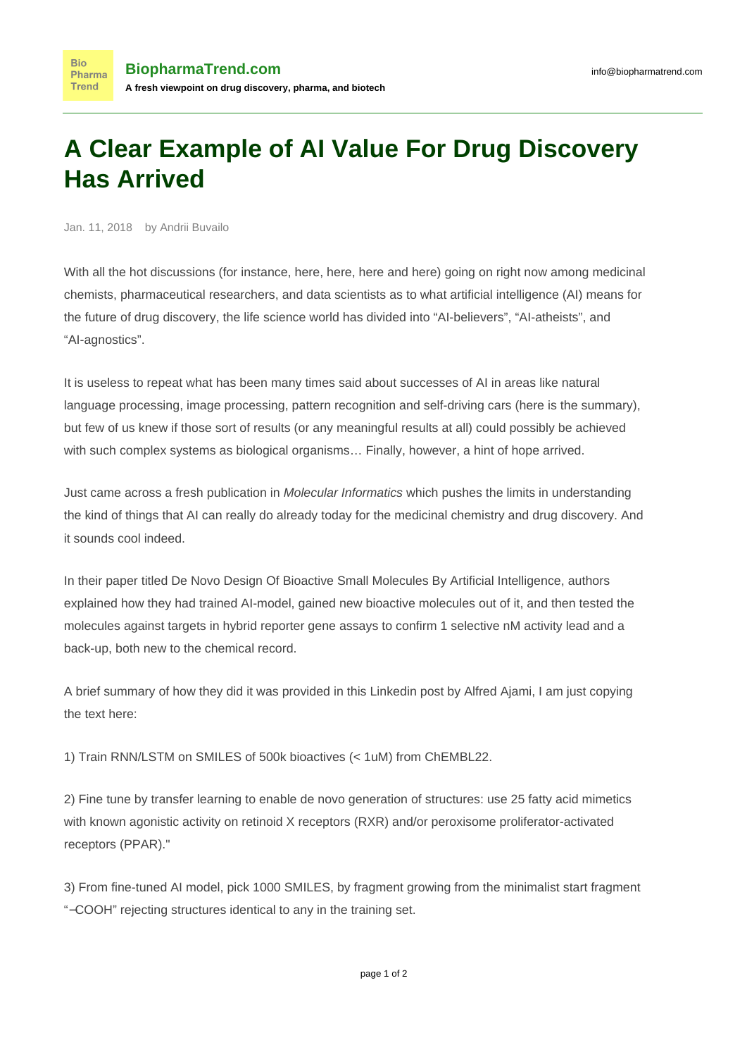# A Clear Example of AI Value For Drug Discovery Has Arrived

Jan. 11, 2018 by Andrii Buvailo

With all the hot discussions (for instance, here, here, here and here) going on right now among medicinal chemists, pharmaceutical researchers, and data scientists as to what artificial intelligence (AI) means for the future of drug discovery, the life science world has divided into “AI-believers”, “AI-atheists”, and “AI-agnostics”.

It is useless to repeat what has been many times said about successes of AI in areas like natural language processing, image processing, pattern recognition and self-driving cars (here is the summary), but few of us knew if those sort of results (or any meaningful results at all) could possibly be achieved with such complex systems as biological organisms… Finally, however, a hint of hope arrived.

Just came across a fresh publication in *Molecular Informatics* which pushes the limits in understanding the kind of things that AI can really do already today for the medicinal chemistry and drug discovery. And it sounds cool indeed.

In their paper titled De Novo Design Of Bioactive Small Molecules By Artificial Intelligence, authors explained how they had trained AI-model, gained new bioactive molecules out of it, and then tested the molecules against targets in hybrid reporter gene assays to confirm 1 selective nM activity lead and a back-up, both new to the chemical record.

A brief summary of how they did it was provided in this Linkedin post by Alfred Ajami, I am just copying the text here:

1) Train RNN/LSTM on SMILES of 500k bioactives (< 1uM) from ChEMBL22.

2) Fine tune by transfer learning to enable de novo generation of structures: use 25 fatty acid mimetics with known agonistic activity on retinoid X receptors (RXR) and/or peroxisome proliferator-activated receptors (PPAR)."

3) From fine-tuned AI model, pick 1000 SMILES, by fragment growing from the minimalist start fragment “–COOH” rejecting structures identical to any in the training set.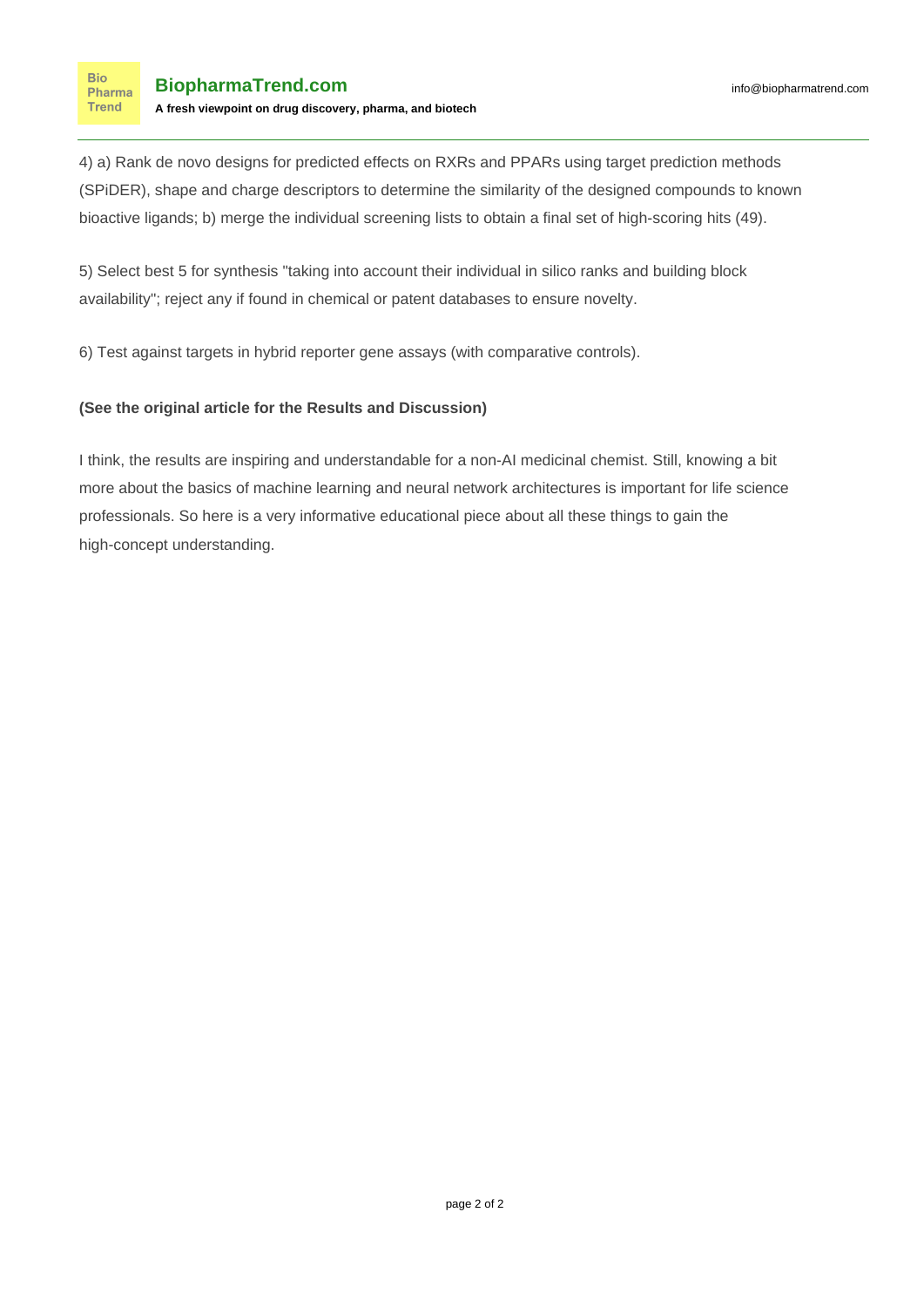4) a) Rank de novo designs for predicted effects on RXRs and PPARs using target prediction methods (SPiDER), shape and charge descriptors to determine the similarity of the designed compounds to known bioactive ligands; b) merge the individual screening lists to obtain a final set of high-scoring hits (49).

5) Select best 5 for synthesis "taking into account their individual in silico ranks and building block availability"; reject any if found in chemical or patent databases to ensure novelty.

6) Test against targets in hybrid reporter gene assays (with comparative controls).

**(See the original article for the Results and Discussion)**

I think, the results are inspiring and understandable for a non-AI medicinal chemist. Still, knowing a bit more about the basics of machine learning and neural network architectures is important for life science professionals. So here is a very informative educational piece about all these things to gain the high-concept understanding.